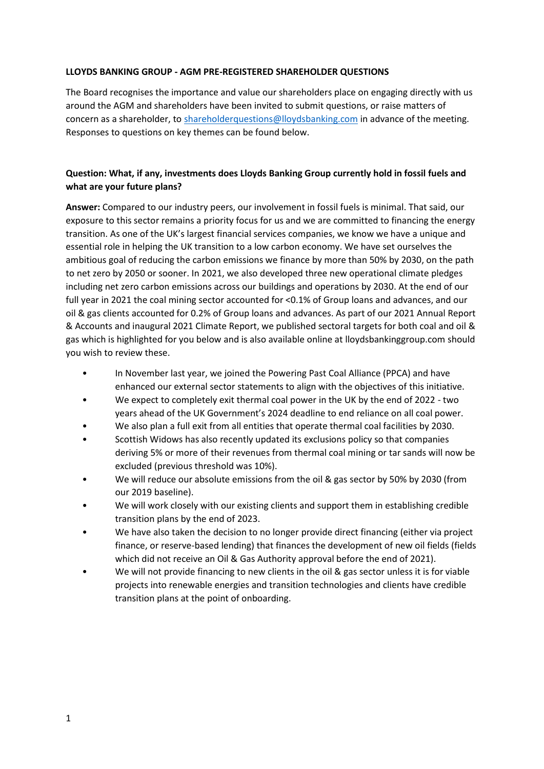**LLOYDS BANKING GROUP - AGM PRE-REGISTERED SHAREHOLDER QUESTIONS**

The Board recognises the importance and value our shareholders place on engaging directly with us around the AGM and shareholders have been invited to submit questions, or raise matters of concern as a shareholder, to shareholderquestions@lloydsbanking.com in advance of the meeting. Responses to questions on key themes can be found below.

**Question: What, if any, investments does Lloyds Banking Group currently hold in fossil fuels and what are your future plans?**

**Answer:** Compared to our industry peers, our involvement in fossil fuels is minimal. That said, our exposure to this sector remains a priority focus for us and we are committed to financing the energy transition. As one of the UK's largest financial services companies, we know we have a unique and essential role in helping the UK transition to a low carbon economy. We have set ourselves the ambitious goal of reducing the carbon emissions we finance by more than 50% by 2030, on the path to net zero by 2050 or sooner. In 2021, we also developed three new operational climate pledges including net zero carbon emissions across our buildings and operations by 2030. At the end of our full year in 2021 the coal mining sector accounted for <0.1% of Group loans and advances, and our oil & gas clients accounted for 0.2% of Group loans and advances. As part of our 2021 Annual Report & Accounts and inaugural 2021 Climate Report, we published sectoral targets for both coal and oil & gas which is highlighted for you below and is also available online at lloydsbankinggroup.com should you wish to review these.

- In November last year, we joined the Powering Past Coal Alliance (PPCA) and have enhanced our external sector statements to align with the objectives of this initiative.
- We expect to completely exit thermal coal power in the UK by the end of 2022 - two years ahead of the UK Government's 2024 deadline to end reliance on all coal power.
- We also plan a full exit from all entities that operate thermal coal facilities by 2030.
- Scottish Widows has also recently updated its exclusions policy so that companies deriving 5% or more of their revenues from thermal coal mining or tar sands will now be excluded (previous threshold was 10%).
- We will reduce our absolute emissions from the oil & gas sector by 50% by 2030 (from our 2019 baseline).
- We will work closely with our existing clients and support them in establishing credible transition plans by the end of 2023.
- We have also taken the decision to no longer provide direct financing (either via project finance, or reserve-based lending) that finances the development of new oil fields (fields which did not receive an Oil & Gas Authority approval before the end of 2021).
- We will not provide financing to new clients in the oil & gas sector unless it is for viable projects into renewable energies and transition technologies and clients have credible transition plans at the point of onboarding.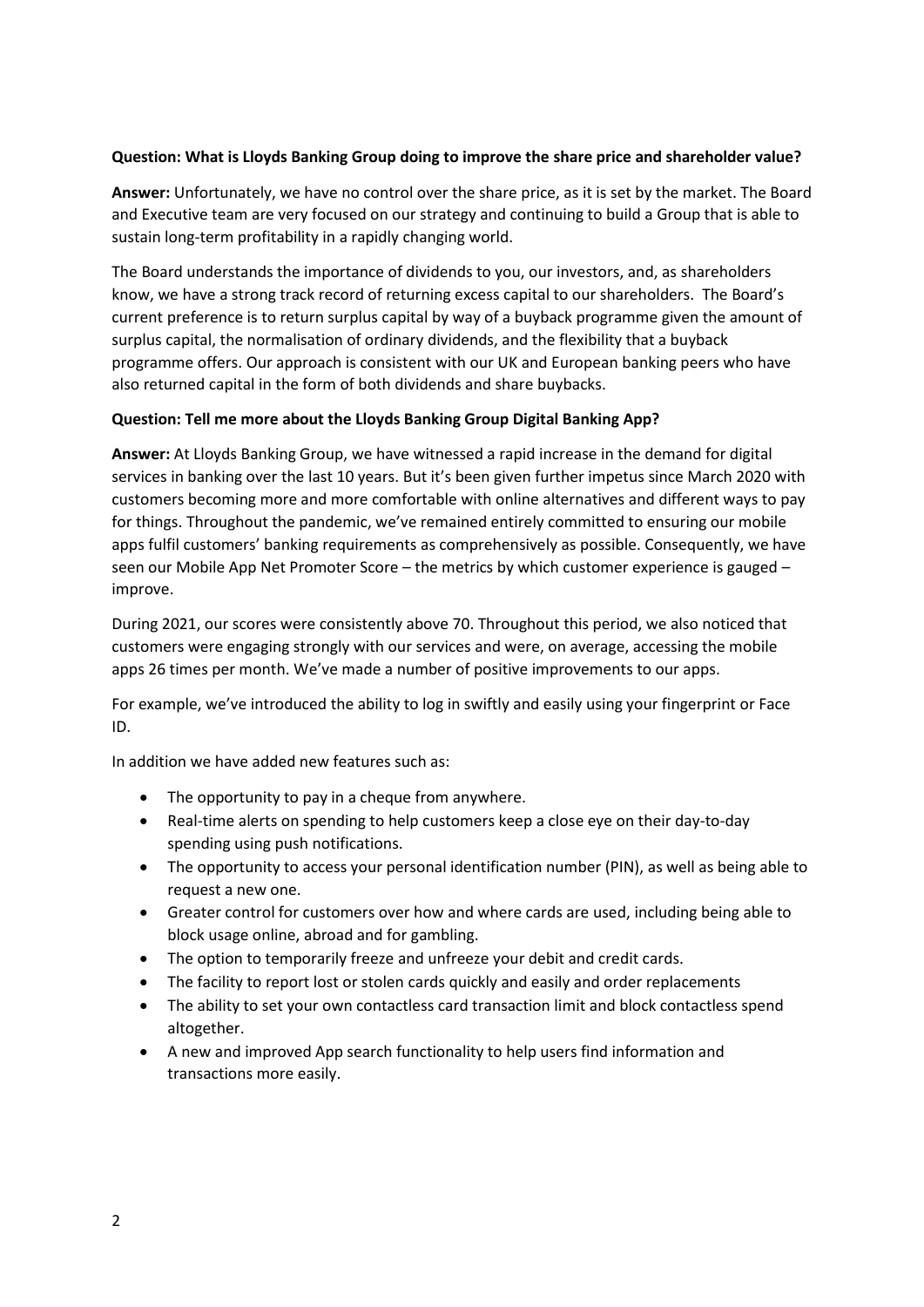**Question: What is Lloyds Banking Group doing to improve the share price and shareholder value?**

**Answer:** Unfortunately, we have no control over the share price, as it is set by the market. The Board and Executive team are very focused on our strategy and continuing to build a Group that is able to sustain long-term profitability in a rapidly changing world.

The Board understands the importance of dividends to you, our investors, and, as shareholders know, we have a strong track record of returning excess capital to our shareholders. The Board's current preference is to return surplus capital by way of a buyback programme given the amount of surplus capital, the normalisation of ordinary dividends, and the flexibility that a buyback programme offers. Our approach is consistent with our UK and European banking peers who have also returned capital in the form of both dividends and share buybacks.

**Question: Tell me more about the Lloyds Banking Group Digital Banking App?**

**Answer:** At Lloyds Banking Group, we have witnessed a rapid increase in the demand for digital services in banking over the last 10 years. But it's been given further impetus since March 2020 with customers becoming more and more comfortable with online alternatives and different ways to pay for things. Throughout the pandemic, we've remained entirely committed to ensuring our mobile apps fulfil customers' banking requirements as comprehensively as possible. Consequently, we have seen our Mobile App Net Promoter Score – the metrics by which customer experience is gauged – improve.

During 2021, our scores were consistently above 70. Throughout this period, we also noticed that customers were engaging strongly with our services and were, on average, accessing the mobile apps 26 times per month. We've made a number of positive improvements to our apps.

For example, we've introduced the ability to log in swiftly and easily using your fingerprint or Face ID.

In addition we have added new features such as:

- The opportunity to pay in a cheque from anywhere.
- Real-time alerts on spending to help customers keep a close eye on their day-to-day spending using push notifications.
- The opportunity to access your personal identification number (PIN), as well as being able to request a new one.
- Greater control for customers over how and where cards are used, including being able to block usage online, abroad and for gambling.
- The option to temporarily freeze and unfreeze your debit and credit cards.
- The facility to report lost or stolen cards quickly and easily and order replacements
- The ability to set your own contactless card transaction limit and block contactless spend altogether.
- A new and improved App search functionality to help users find information and transactions more easily.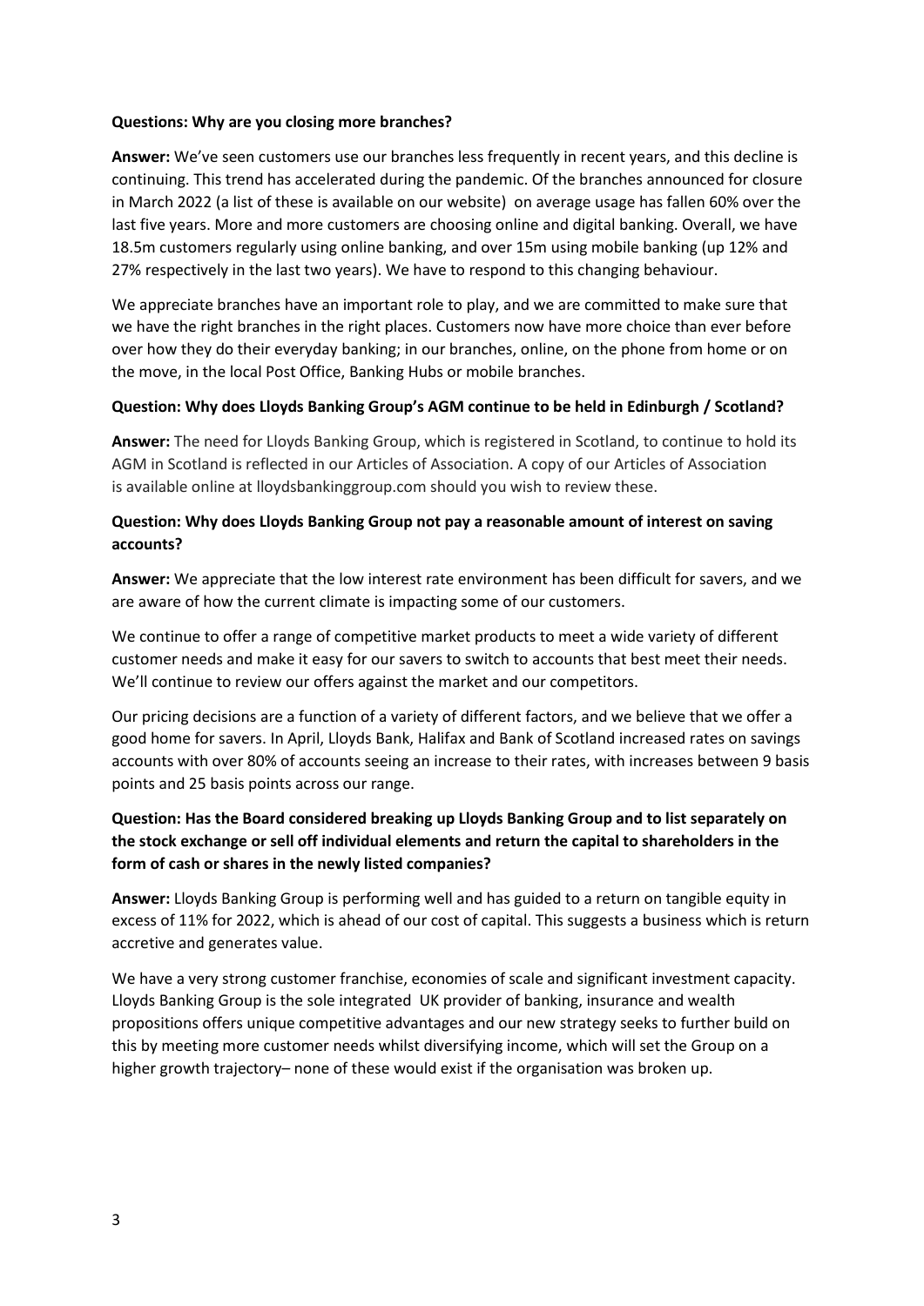**Questions: Why are you closing more branches?**

**Answer:** We've seen customers use our branches less frequently in recent years, and this decline is continuing. This trend has accelerated during the pandemic. Of the branches announced for closure in March 2022 (a list of these is available on our website) on average usage has fallen 60% over the last five years. More and more customers are choosing online and digital banking. Overall, we have 18.5m customers regularly using online banking, and over 15m using mobile banking (up 12% and 27% respectively in the last two years). We have to respond to this changing behaviour.

We appreciate branches have an important role to play, and we are committed to make sure that we have the right branches in the right places. Customers now have more choice than ever before over how they do their everyday banking; in our branches, online, on the phone from home or on the move, in the local Post Office, Banking Hubs or mobile branches.

**Question: Why does Lloyds Banking Group's AGM continue to be held in Edinburgh / Scotland?**

**Answer:** The need for Lloyds Banking Group, which is registered in Scotland, to continue to hold its AGM in Scotland is reflected in our Articles of Association. A copy of our Articles of Association is available online at lloydsbankinggroup.com should you wish to review these.

**Question: Why does Lloyds Banking Group not pay a reasonable amount of interest on saving accounts?**

**Answer:** We appreciate that the low interest rate environment has been difficult for savers, and we are aware of how the current climate is impacting some of our customers.

We continue to offer a range of competitive market products to meet a wide variety of different customer needs and make it easy for our savers to switch to accounts that best meet their needs. We'll continue to review our offers against the market and our competitors.

Our pricing decisions are a function of a variety of different factors, and we believe that we offer a good home for savers. In April, Lloyds Bank, Halifax and Bank of Scotland increased rates on savings accounts with over 80% of accounts seeing an increase to their rates, with increases between 9 basis points and 25 basis points across our range.

**Question: Has the Board considered breaking up Lloyds Banking Group and to list separately on the stock exchange or sell off individual elements and return the capital to shareholders in the form of cash or shares in the newly listed companies?**

**Answer:** Lloyds Banking Group is performing well and has guided to a return on tangible equity in excess of 11% for 2022, which is ahead of our cost of capital. This suggests a business which is return accretive and generates value.

We have a very strong customer franchise, economies of scale and significant investment capacity. Lloyds Banking Group is the sole integrated UK provider of banking, insurance and wealth propositions offers unique competitive advantages and our new strategy seeks to further build on this by meeting more customer needs whilst diversifying income, which will set the Group on a higher growth trajectory– none of these would exist if the organisation was broken up.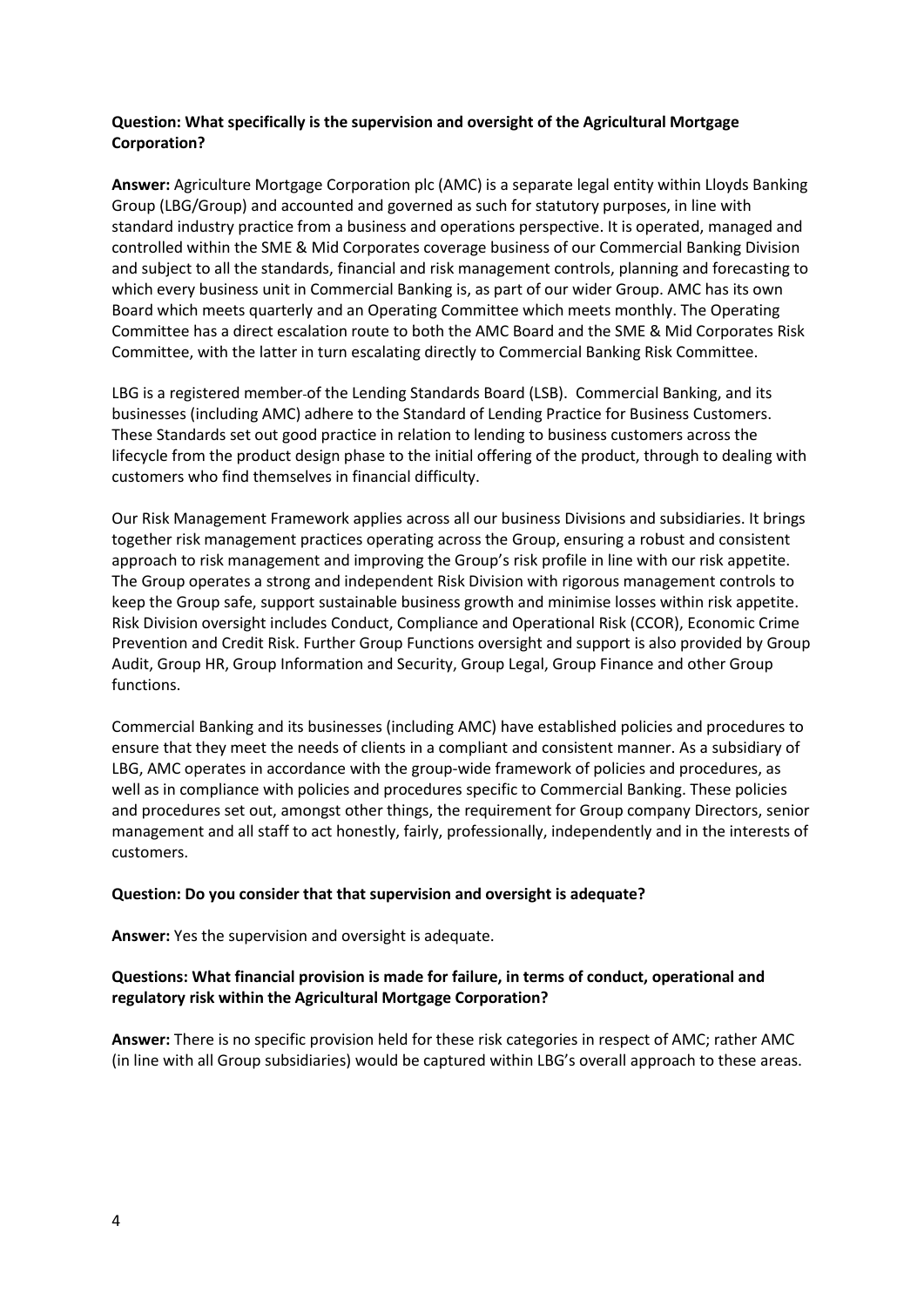**Question: What specifically is the supervision and oversight of the Agricultural Mortgage Corporation?**

**Answer:** Agriculture Mortgage Corporation plc (AMC) is a separate legal entity within Lloyds Banking Group (LBG/Group) and accounted and governed as such for statutory purposes, in line with standard industry practice from a business and operations perspective. It is operated, managed and controlled within the SME & Mid Corporates coverage business of our Commercial Banking Division and subject to all the standards, financial and risk management controls, planning and forecasting to which every business unit in Commercial Banking is, as part of our wider Group. AMC has its own Board which meets quarterly and an Operating Committee which meets monthly. The Operating Committee has a direct escalation route to both the AMC Board and the SME & Mid Corporates Risk Committee, with the latter in turn escalating directly to Commercial Banking Risk Committee.

LBG is a registered member of the Lending Standards Board (LSB). Commercial Banking, and its businesses (including AMC) adhere to the Standard of Lending Practice for Business Customers. These Standards set out good practice in relation to lending to business customers across the lifecycle from the product design phase to the initial offering of the product, through to dealing with customers who find themselves in financial difficulty.

Our Risk Management Framework applies across all our business Divisions and subsidiaries. It brings together risk management practices operating across the Group, ensuring a robust and consistent approach to risk management and improving the Group's risk profile in line with our risk appetite. The Group operates a strong and independent Risk Division with rigorous management controls to keep the Group safe, support sustainable business growth and minimise losses within risk appetite. Risk Division oversight includes Conduct, Compliance and Operational Risk (CCOR), Economic Crime Prevention and Credit Risk. Further Group Functions oversight and support is also provided by Group Audit, Group HR, Group Information and Security, Group Legal, Group Finance and other Group functions.

Commercial Banking and its businesses (including AMC) have established policies and procedures to ensure that they meet the needs of clients in a compliant and consistent manner. As a subsidiary of LBG, AMC operates in accordance with the group-wide framework of policies and procedures, as well as in compliance with policies and procedures specific to Commercial Banking. These policies and procedures set out, amongst other things, the requirement for Group company Directors, senior management and all staff to act honestly, fairly, professionally, independently and in the interests of customers.

**Question: Do you consider that that supervision and oversight is adequate?**

**Answer:** Yes the supervision and oversight is adequate.

**Questions: What financial provision is made for failure, in terms of conduct, operational and regulatory risk within the Agricultural Mortgage Corporation?**

**Answer:** There is no specific provision held for these risk categories in respect of AMC; rather AMC (in line with all Group subsidiaries) would be captured within LBG's overall approach to these areas.